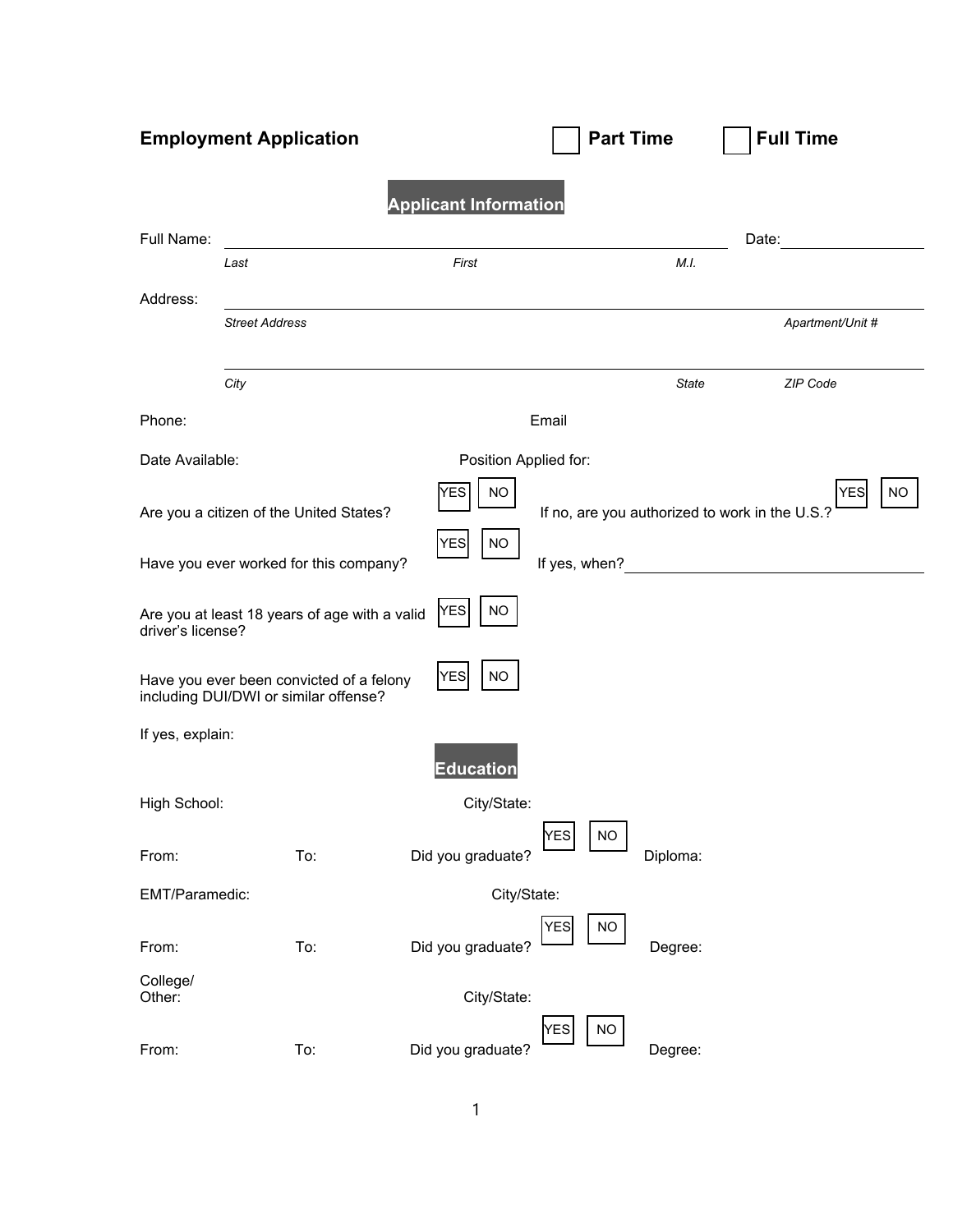# Employment Application

☐ **Part Time** ☐ **Full Time**

## Applicant Information

Full Name: ______________________________________________ Date: ______________

*Last* *First* *M.I.*

Address: ______________________________________________

*Street Address* *Apartment/Unit #*

______________________________________________

*City* *State* *ZIP Code*

Phone: Email

Date Available: Position Applied for:

Are you a citizen of the United States? YES NO If no, are you authorized to work in the U.S.? YES NO

Have you ever worked for this company? YES NO If yes, when? ______________________

Are you at least 18 years of age with a valid driver's license? YES NO

Have you ever been convicted of a felony including DUI/DWI or similar offense? YES NO

If yes, explain:

## Education

High School: City/State:

From: To: Did you graduate? YES NO Diploma:

EMT/Paramedic: City/State:

From: To: Did you graduate? YES NO Degree:

College/ Other: City/State:

From: To: Did you graduate? YES NO Degree: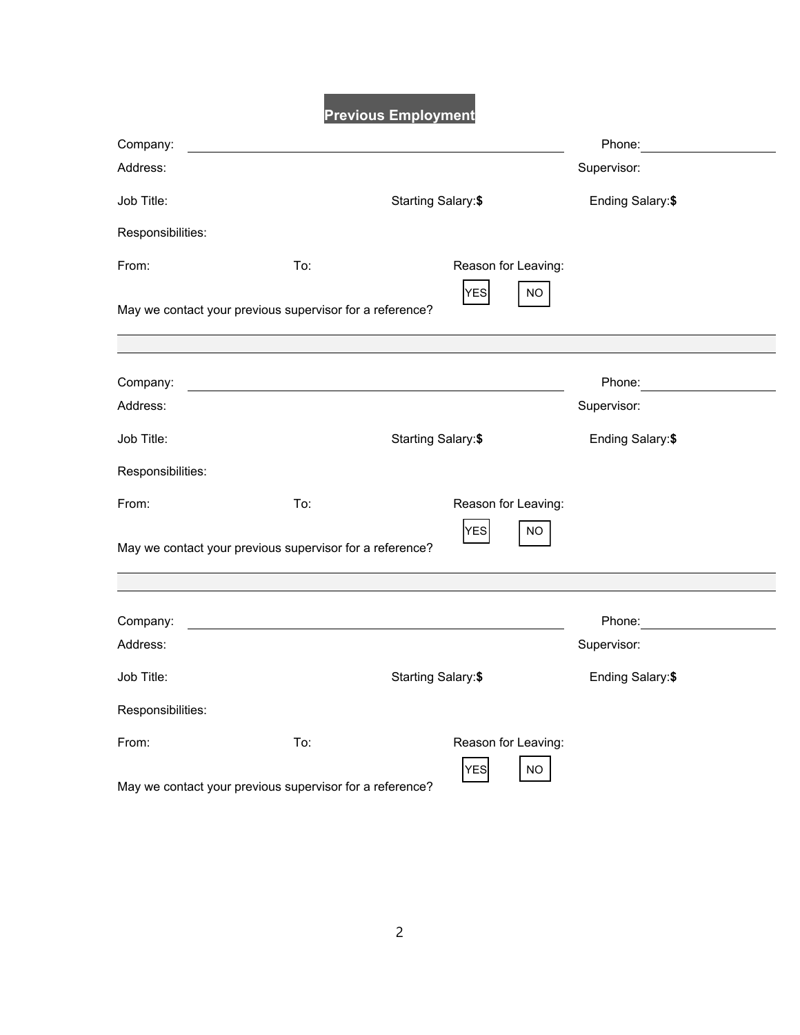## Previous Employment

Company: ______________________________ Phone: ______________

Address: Supervisor:

Job Title: Starting Salary:**$** Ending Salary:**$**

Responsibilities:

From: To: Reason for Leaving:

May we contact your previous supervisor for a reference? YES NO

---

Company: ______________________________ Phone: ______________

Address: Supervisor:

Job Title: Starting Salary:**$** Ending Salary:**$**

Responsibilities:

From: To: Reason for Leaving:

May we contact your previous supervisor for a reference? YES NO

---

Company: ______________________________ Phone: ______________

Address: Supervisor:

Job Title: Starting Salary:**$** Ending Salary:**$**

Responsibilities:

From: To: Reason for Leaving:

May we contact your previous supervisor for a reference? YES NO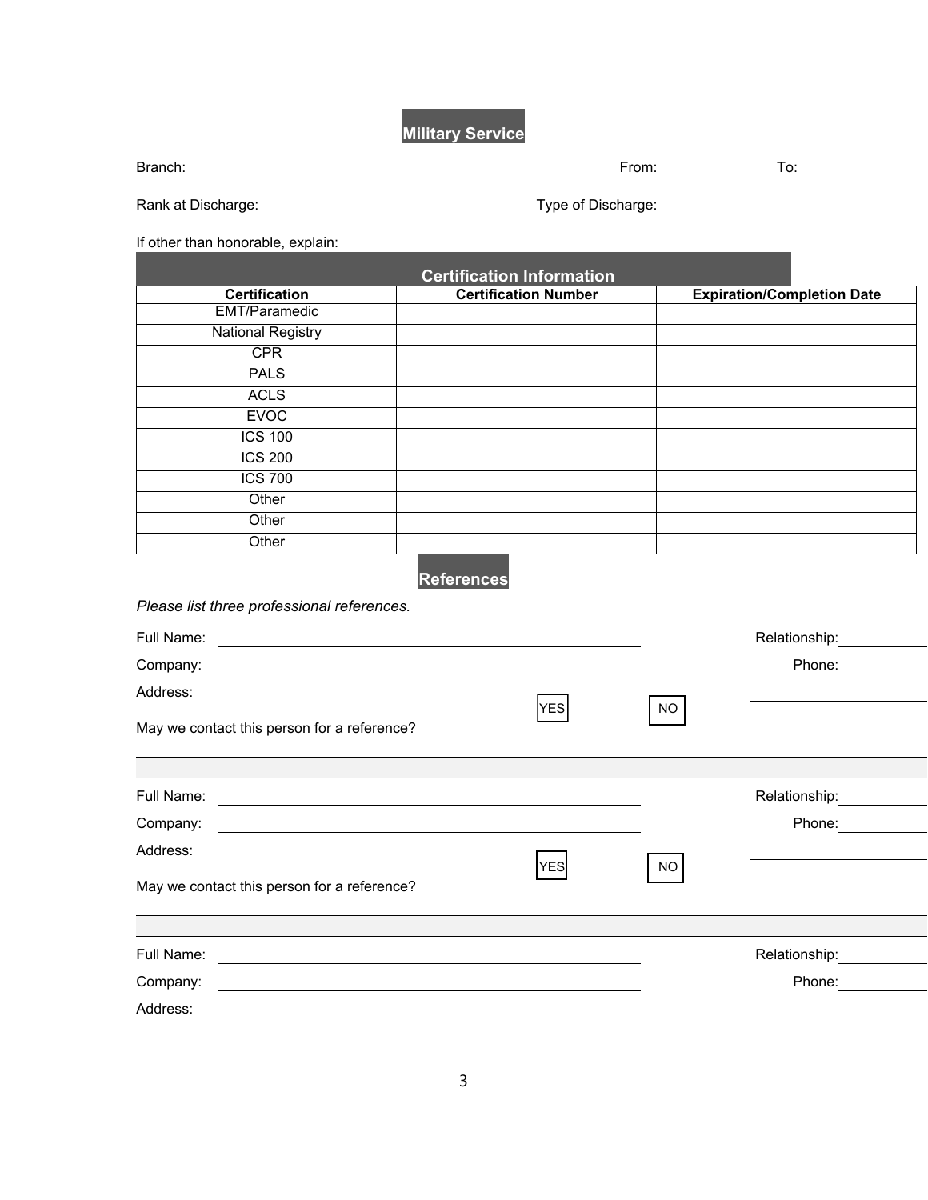## Military Service

Branch: From: To:

Rank at Discharge: Type of Discharge:

If other than honorable, explain:

## Certification Information

| Certification | Certification Number | Expiration/Completion Date |
|---|---|---|
| EMT/Paramedic | | |
| National Registry | | |
| CPR | | |
| PALS | | |
| ACLS | | |
| EVOC | | |
| ICS 100 | | |
| ICS 200 | | |
| ICS 700 | | |
| Other | | |
| Other | | |
| Other | | |

## References

*Please list three professional references.*

Full Name: ______________________ Relationship: ____________

Company: ______________________ Phone: ____________

Address: ______________________

May we contact this person for a reference? YES NO

---

Full Name: ______________________ Relationship: ____________

Company: ______________________ Phone: ____________

Address: ______________________

May we contact this person for a reference? YES NO

---

Full Name: ______________________ Relationship: ____________

Company: ______________________ Phone: ____________

Address: ______________________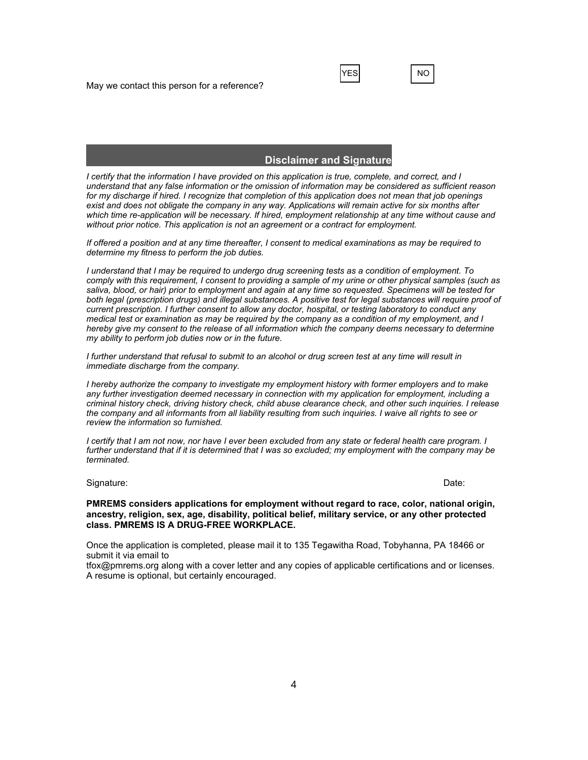May we contact this person for a reference? YES NO

## Disclaimer and Signature

*I certify that the information I have provided on this application is true, complete, and correct, and I understand that any false information or the omission of information may be considered as sufficient reason for my discharge if hired. I recognize that completion of this application does not mean that job openings exist and does not obligate the company in any way. Applications will remain active for six months after which time re-application will be necessary. If hired, employment relationship at any time without cause and without prior notice. This application is not an agreement or a contract for employment.*

*If offered a position and at any time thereafter, I consent to medical examinations as may be required to determine my fitness to perform the job duties.*

*I understand that I may be required to undergo drug screening tests as a condition of employment. To comply with this requirement, I consent to providing a sample of my urine or other physical samples (such as saliva, blood, or hair) prior to employment and again at any time so requested. Specimens will be tested for both legal (prescription drugs) and illegal substances. A positive test for legal substances will require proof of current prescription. I further consent to allow any doctor, hospital, or testing laboratory to conduct any medical test or examination as may be required by the company as a condition of my employment, and I hereby give my consent to the release of all information which the company deems necessary to determine my ability to perform job duties now or in the future.*

*I further understand that refusal to submit to an alcohol or drug screen test at any time will result in immediate discharge from the company.*

*I hereby authorize the company to investigate my employment history with former employers and to make any further investigation deemed necessary in connection with my application for employment, including a criminal history check, driving history check, child abuse clearance check, and other such inquiries. I release the company and all informants from all liability resulting from such inquiries. I waive all rights to see or review the information so furnished.*

*I certify that I am not now, nor have I ever been excluded from any state or federal health care program. I further understand that if it is determined that I was so excluded; my employment with the company may be terminated.*

Signature: Date:

**PMREMS considers applications for employment without regard to race, color, national origin, ancestry, religion, sex, age, disability, political belief, military service, or any other protected class. PMREMS IS A DRUG-FREE WORKPLACE.**

Once the application is completed, please mail it to 135 Tegawitha Road, Tobyhanna, PA 18466 or submit it via email to
tfox@pmrems.org along with a cover letter and any copies of applicable certifications and or licenses. A resume is optional, but certainly encouraged.